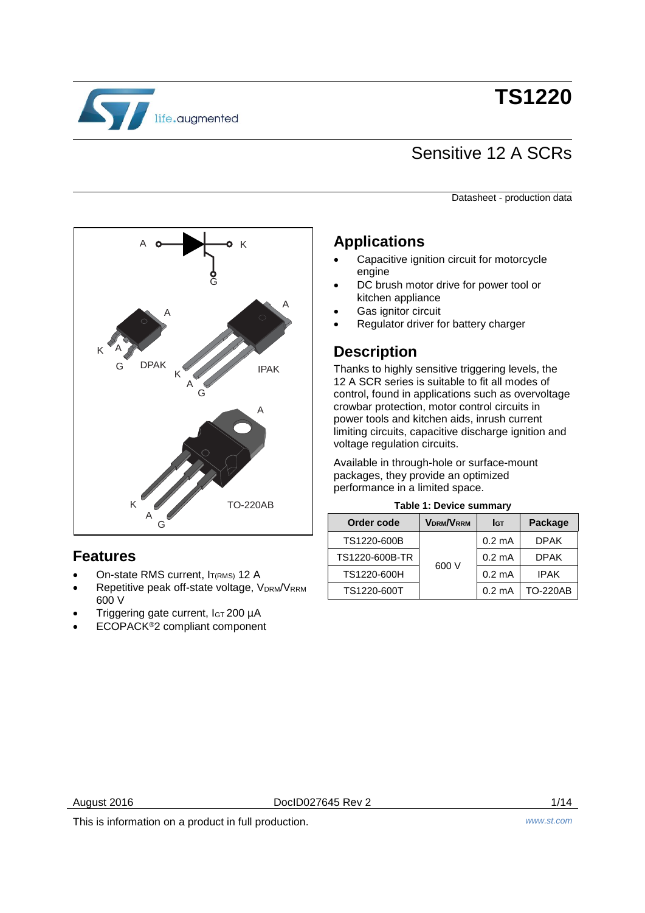# TS1220

## Sensitive 12 A SCRs

Datasheet - production data

## Features

- On-state RMS current, $I_{T(RMS)}$ 12 A
- Repetitive peak off-state voltage, $V_{DRM}/V_{RRM}$ 600 V
- Triggering gate current, $I_{GT}$ 200 µA
- ECOPACK®2 compliant component

## Applications

- Capacitive ignition circuit for motorcycle engine
- DC brush motor drive for power tool or kitchen appliance
- Gas ignitor circuit
- Regulator driver for battery charger

## Description

Thanks to highly sensitive triggering levels, the 12 A SCR series is suitable to fit all modes of control, found in applications such as overvoltage crowbar protection, motor control circuits in power tools and kitchen aids, inrush current limiting circuits, capacitive discharge ignition and voltage regulation circuits.

Available in through-hole or surface-mount packages, they provide an optimized performance in a limited space.

**Table 1: Device summary**

| Order code | $V_{DRM}/V_{RRM}$ | $I_{GT}$ | Package |
|---|---|---|---|
| TS1220-600B | 600 V | 0.2 mA | DPAK |
| TS1220-600B-TR | | 0.2 mA | DPAK |
| TS1220-600H | | 0.2 mA | IPAK |
| TS1220-600T | | 0.2 mA | TO-220AB |

August 2016 DocID027645 Rev 2

This is information on a product in full production.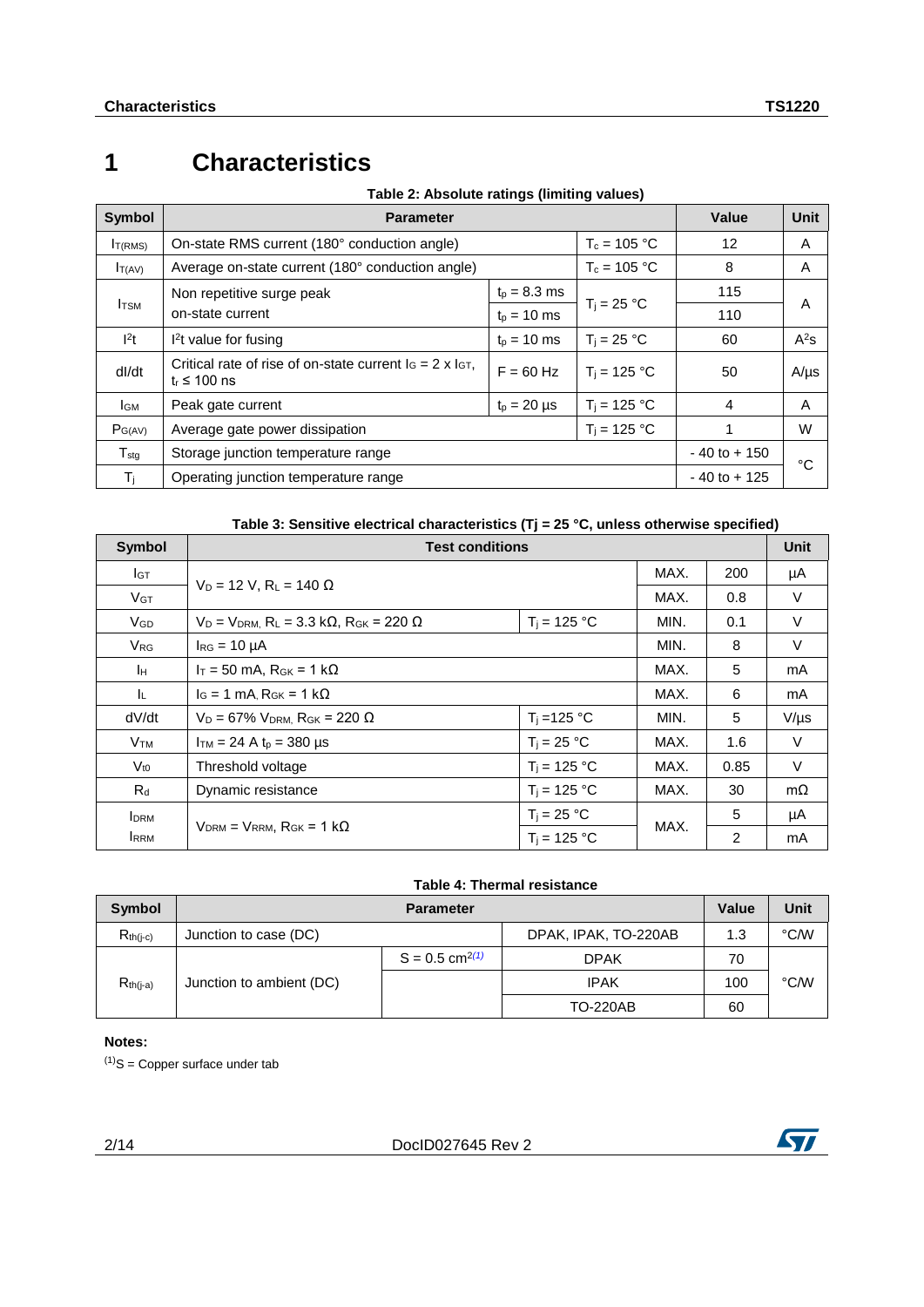# 1 Characteristics

**Table 2: Absolute ratings (limiting values)**

| Symbol | Parameter | | | Value | Unit |
|---|---|---|---|---|---|
| $I_{T(RMS)}$ | On-state RMS current (180° conduction angle) | | $T_c$ = 105 °C | 12 | A |
| $I_{T(AV)}$ | Average on-state current (180° conduction angle) | | $T_c$ = 105 °C | 8 | A |
| $I_{TSM}$ | Non repetitive surge peak on-state current | $t_p$ = 8.3 ms | $T_j$ = 25 °C | 115 | A |
| | | $t_p$ = 10 ms | | 110 | |
| $I^2t$ | $I^2t$ value for fusing | $t_p$ = 10 ms | $T_j$ = 25 °C | 60 | $A^2s$ |
| dI/dt | Critical rate of rise of on-state current $I_G = 2 \times I_{GT}$, $t_r \leq 100$ ns | F = 60 Hz | $T_j$ = 125 °C | 50 | A/µs |
| $I_{GM}$ | Peak gate current | $t_p$ = 20 µs | $T_j$ = 125 °C | 4 | A |
| $P_{G(AV)}$ | Average gate power dissipation | | $T_j$ = 125 °C | 1 | W |
| $T_{stg}$ | Storage junction temperature range | | | - 40 to + 150 | °C |
| $T_j$ | Operating junction temperature range | | | - 40 to + 125 | |

**Table 3: Sensitive electrical characteristics (Tj = 25 °C, unless otherwise specified)**

| Symbol | Test conditions | | | | Unit |
|---|---|---|---|---|---|
| $I_{GT}$ | $V_D$ = 12 V, $R_L$ = 140 Ω | | MAX. | 200 | µA |
| $V_{GT}$ | | | MAX. | 0.8 | V |
| $V_{GD}$ | $V_D = V_{DRM}$, $R_L$ = 3.3 kΩ, $R_{GK}$ = 220 Ω | $T_j$ = 125 °C | MIN. | 0.1 | V |
| $V_{RG}$ | $I_{RG}$ = 10 µA | | MIN. | 8 | V |
| $I_H$ | $I_T$ = 50 mA, $R_{GK}$ = 1 kΩ | | MAX. | 5 | mA |
| $I_L$ | $I_G$ = 1 mA, $R_{GK}$ = 1 kΩ | | MAX. | 6 | mA |
| dV/dt | $V_D$ = 67% $V_{DRM}$, $R_{GK}$ = 220 Ω | $T_j$ =125 °C | MIN. | 5 | V/µs |
| $V_{TM}$ | $I_{TM}$ = 24 A $t_p$ = 380 µs | $T_j$ = 25 °C | MAX. | 1.6 | V |
| $V_{t0}$ | Threshold voltage | $T_j$ = 125 °C | MAX. | 0.85 | V |
| $R_d$ | Dynamic resistance | $T_j$ = 125 °C | MAX. | 30 | mΩ |
| $I_{DRM}$ $I_{RRM}$ | $V_{DRM} = V_{RRM}$, $R_{GK}$ = 1 kΩ | $T_j$ = 25 °C | MAX. | 5 | µA |
| | | $T_j$ = 125 °C | | 2 | mA |

**Table 4: Thermal resistance**

| Symbol | Parameter | | | Value | Unit |
|---|---|---|---|---|---|
| $R_{th(j-c)}$ | Junction to case (DC) | | DPAK, IPAK, TO-220AB | 1.3 | °C/W |
| $R_{th(j-a)}$ | Junction to ambient (DC) | $S = 0.5$ cm$^2$(1) | DPAK | 70 | °C/W |
| | | | IPAK | 100 | |
| | | | TO-220AB | 60 | |

**Notes:**

(1)S = Copper surface under tab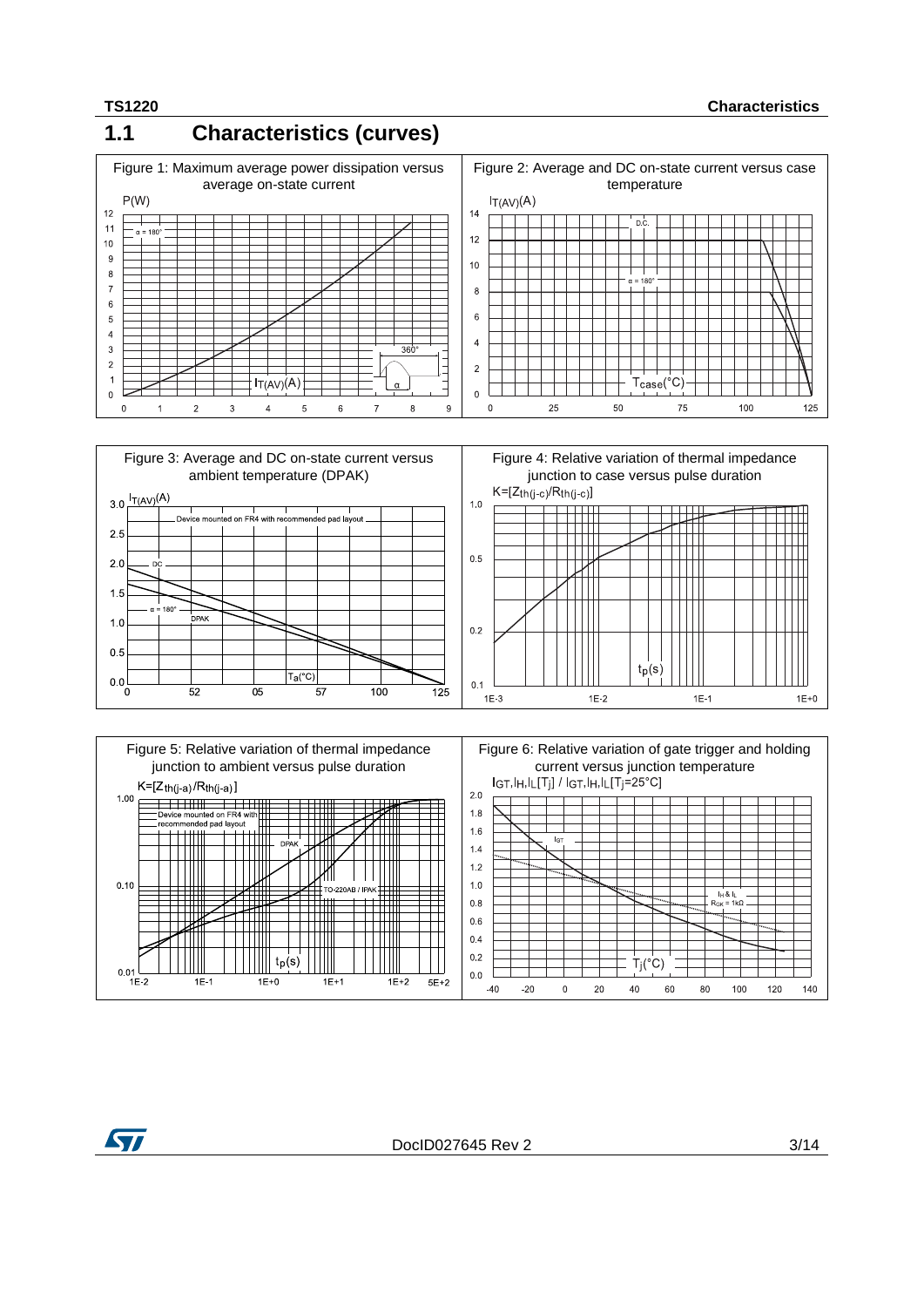## 1.1 Characteristics (curves)

Figure 1: Maximum average power dissipation versus average on-state current

Figure 2: Average and DC on-state current versus case temperature

Figure 3: Average and DC on-state current versus ambient temperature (DPAK)

Figure 4: Relative variation of thermal impedance junction to case versus pulse duration

Figure 5: Relative variation of thermal impedance junction to ambient versus pulse duration

Figure 6: Relative variation of gate trigger and holding current versus junction temperature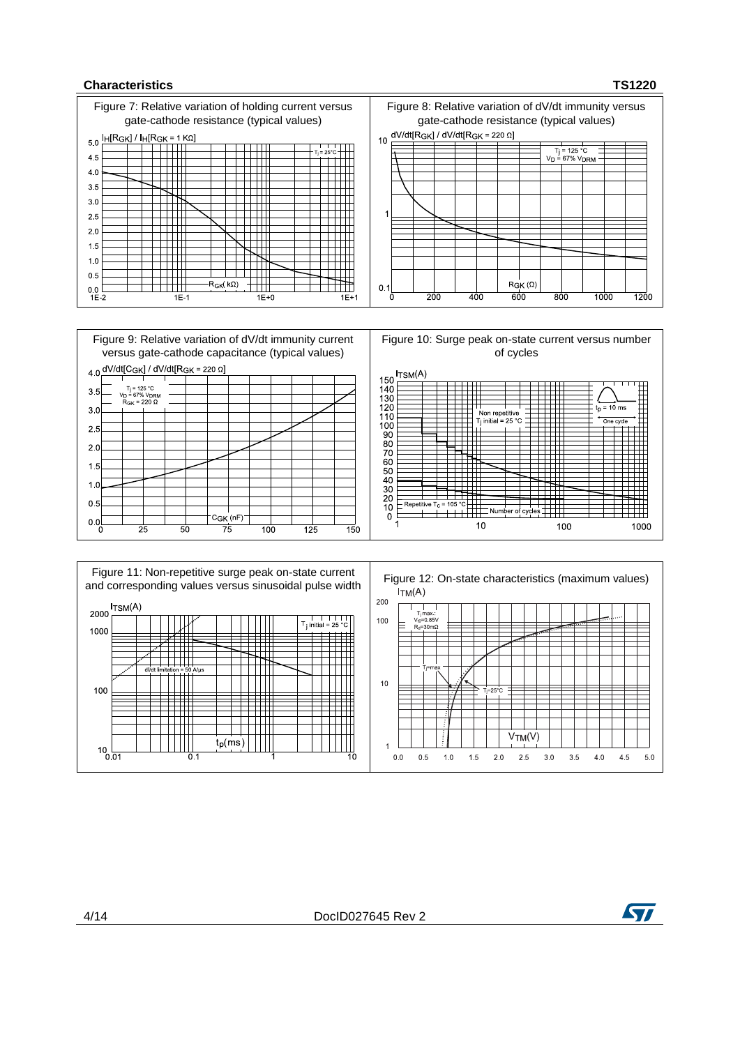Figure 7: Relative variation of holding current versus gate-cathode resistance (typical values)

Figure 8: Relative variation of dV/dt immunity versus gate-cathode resistance (typical values)

Figure 9: Relative variation of dV/dt immunity current versus gate-cathode capacitance (typical values)

Figure 10: Surge peak on-state current versus number of cycles

Figure 11: Non-repetitive surge peak on-state current and corresponding values versus sinusoidal pulse width

Figure 12: On-state characteristics (maximum values)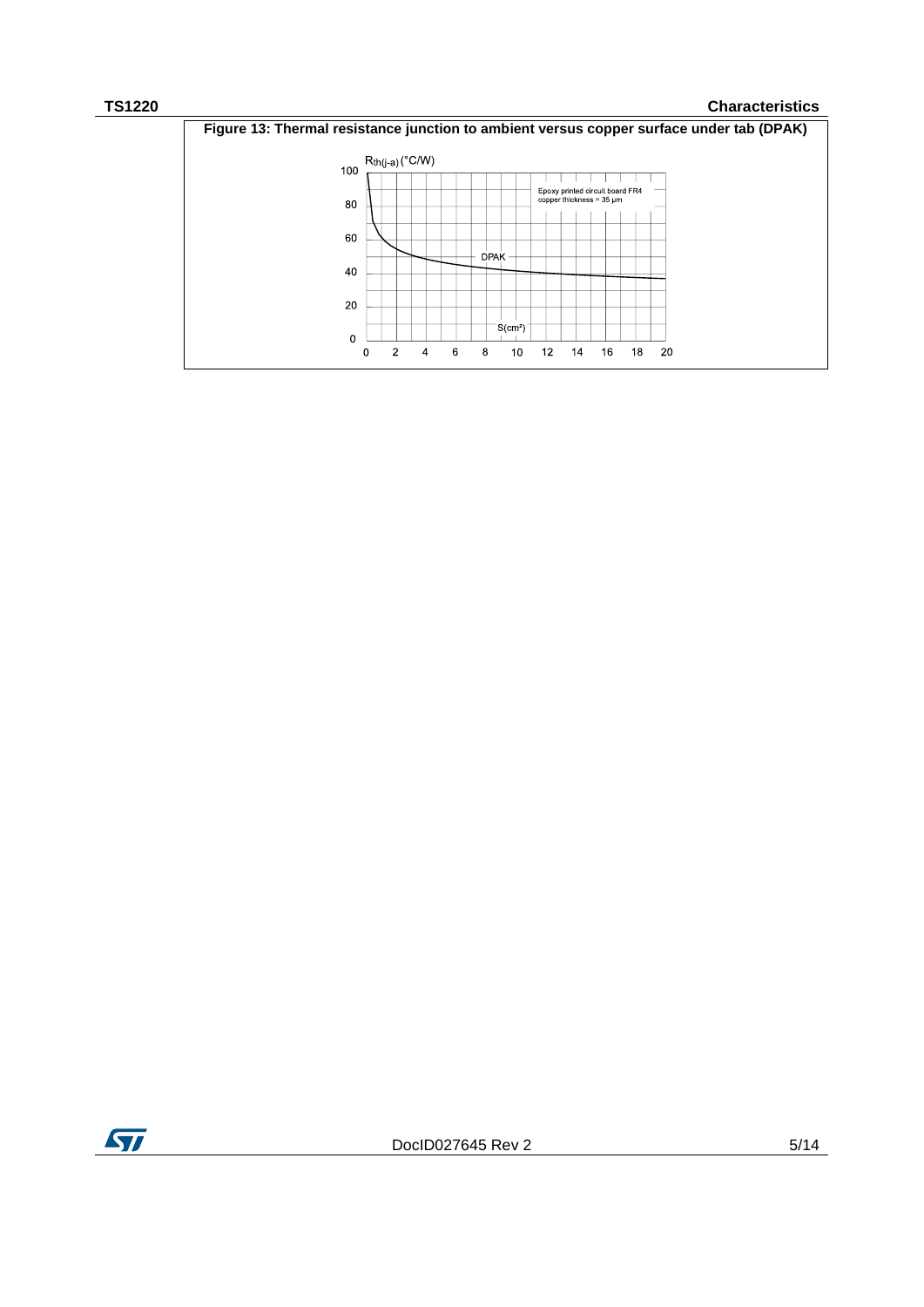**Figure 13: Thermal resistance junction to ambient versus copper surface under tab (DPAK)**

$R_{th(j-a)}$ (°C/W)

Epoxy printed circuit board FR4
copper thickness = 35 µm

DPAK

S(cm²)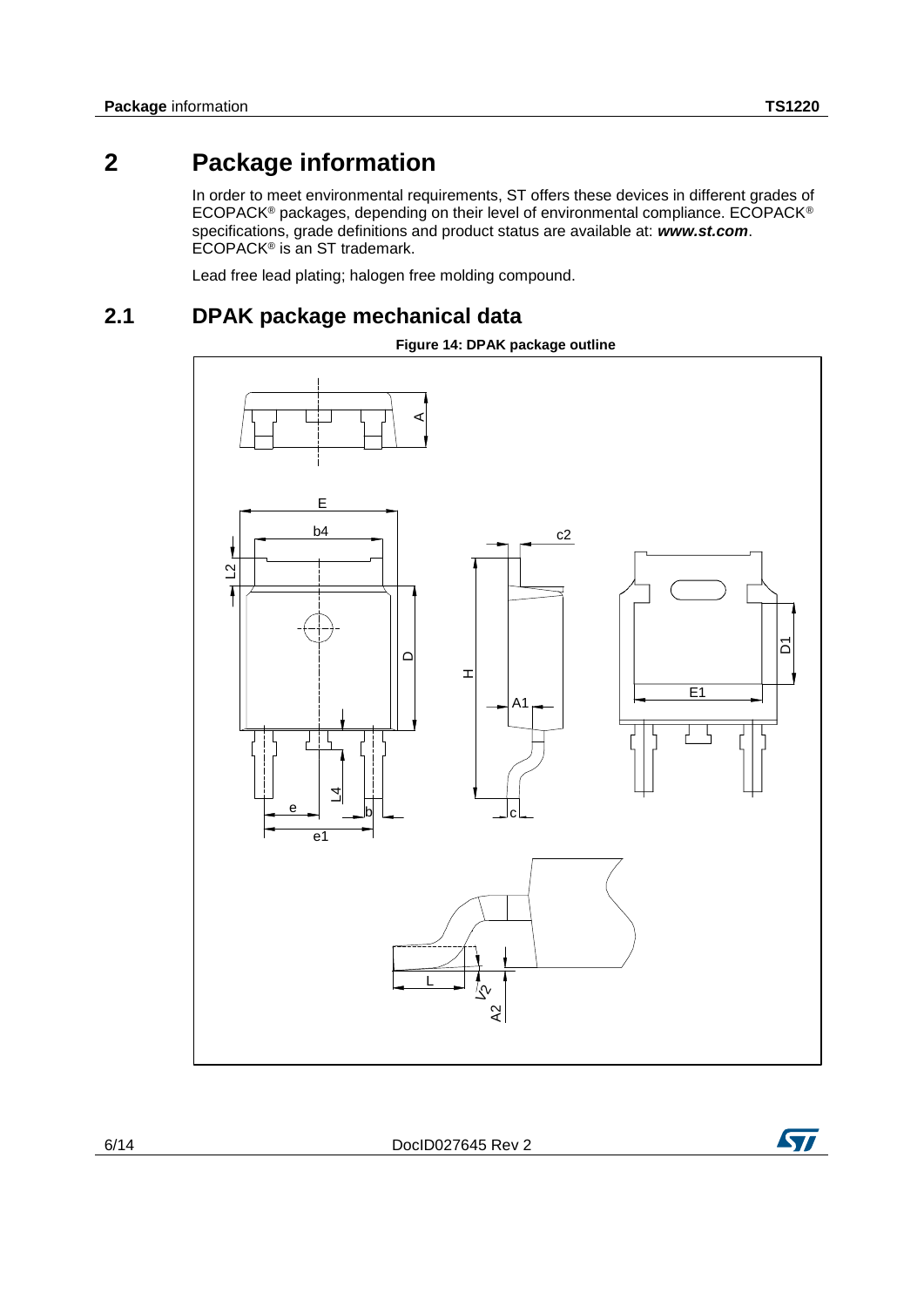# 2 Package information

In order to meet environmental requirements, ST offers these devices in different grades of ECOPACK® packages, depending on their level of environmental compliance. ECOPACK® specifications, grade definitions and product status are available at: ***www.st.com***. ECOPACK® is an ST trademark.

Lead free lead plating; halogen free molding compound.

## 2.1 DPAK package mechanical data

**Figure 14: DPAK package outline**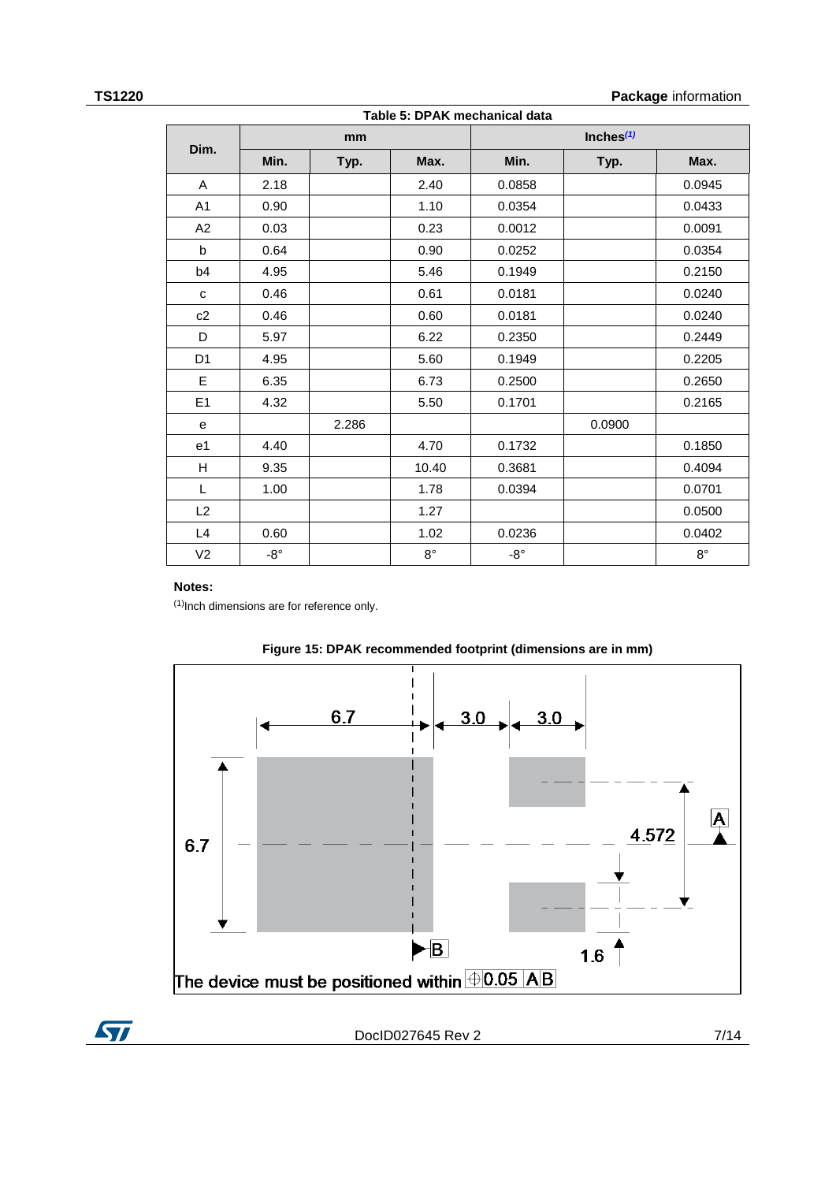Table 5: DPAK mechanical data

| Dim. | mm | | | Inches[(1)] | | |
|---|---|---|---|---|---|---|
| | Min. | Typ. | Max. | Min. | Typ. | Max. |
| A | 2.18 | | 2.40 | 0.0858 | | 0.0945 |
| A1 | 0.90 | | 1.10 | 0.0354 | | 0.0433 |
| A2 | 0.03 | | 0.23 | 0.0012 | | 0.0091 |
| b | 0.64 | | 0.90 | 0.0252 | | 0.0354 |
| b4 | 4.95 | | 5.46 | 0.1949 | | 0.2150 |
| c | 0.46 | | 0.61 | 0.0181 | | 0.0240 |
| c2 | 0.46 | | 0.60 | 0.0181 | | 0.0240 |
| D | 5.97 | | 6.22 | 0.2350 | | 0.2449 |
| D1 | 4.95 | | 5.60 | 0.1949 | | 0.2205 |
| E | 6.35 | | 6.73 | 0.2500 | | 0.2650 |
| E1 | 4.32 | | 5.50 | 0.1701 | | 0.2165 |
| e | | 2.286 | | | 0.0900 | |
| e1 | 4.40 | | 4.70 | 0.1732 | | 0.1850 |
| H | 9.35 | | 10.40 | 0.3681 | | 0.4094 |
| L | 1.00 | | 1.78 | 0.0394 | | 0.0701 |
| L2 | | | 1.27 | | | 0.0500 |
| L4 | 0.60 | | 1.02 | 0.0236 | | 0.0402 |
| V2 | -8° | | 8° | -8° | | 8° |

**Notes:**

[(1)]Inch dimensions are for reference only.

**Figure 15: DPAK recommended footprint (dimensions are in mm)**

6.7, 3.0, 3.0, 6.7, 4.572, A, B, 1.6

The device must be positioned within ⊕ 0.05 A B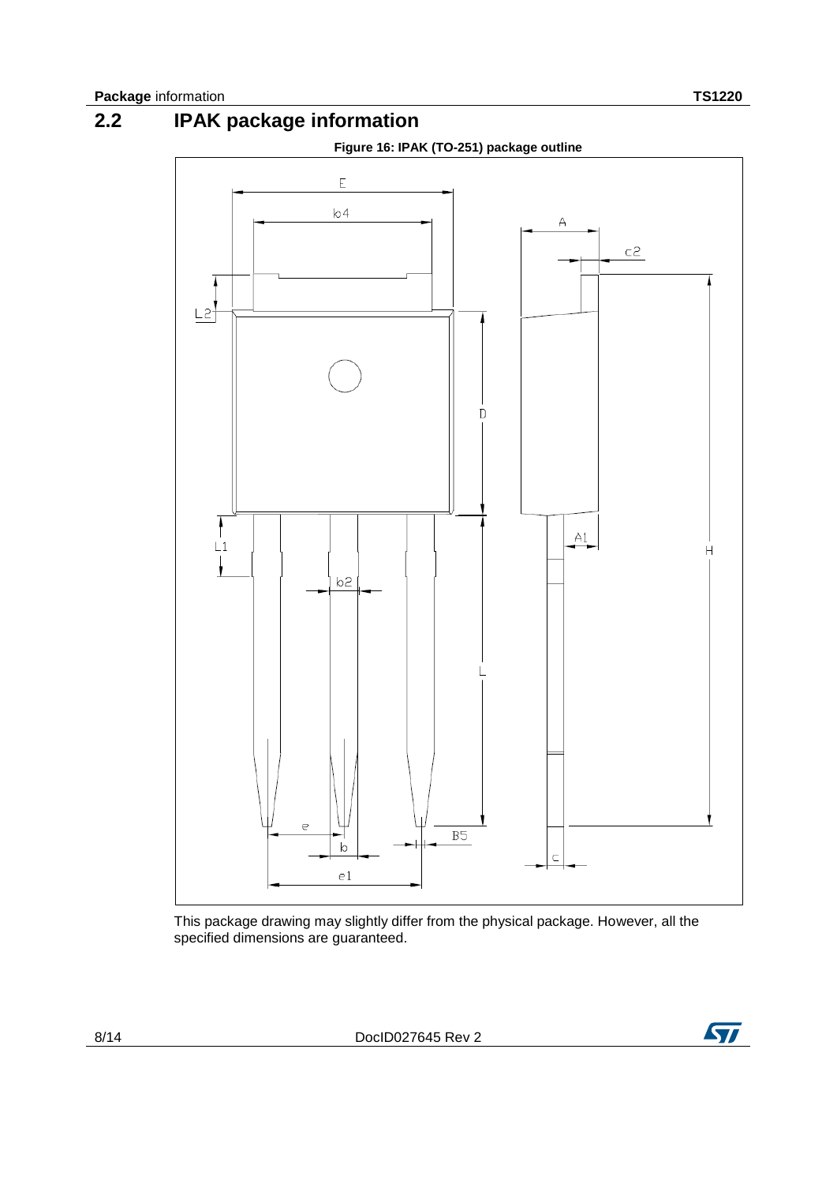## 2.2 IPAK package information

**Figure 16: IPAK (TO-251) package outline**

This package drawing may slightly differ from the physical package. However, all the specified dimensions are guaranteed.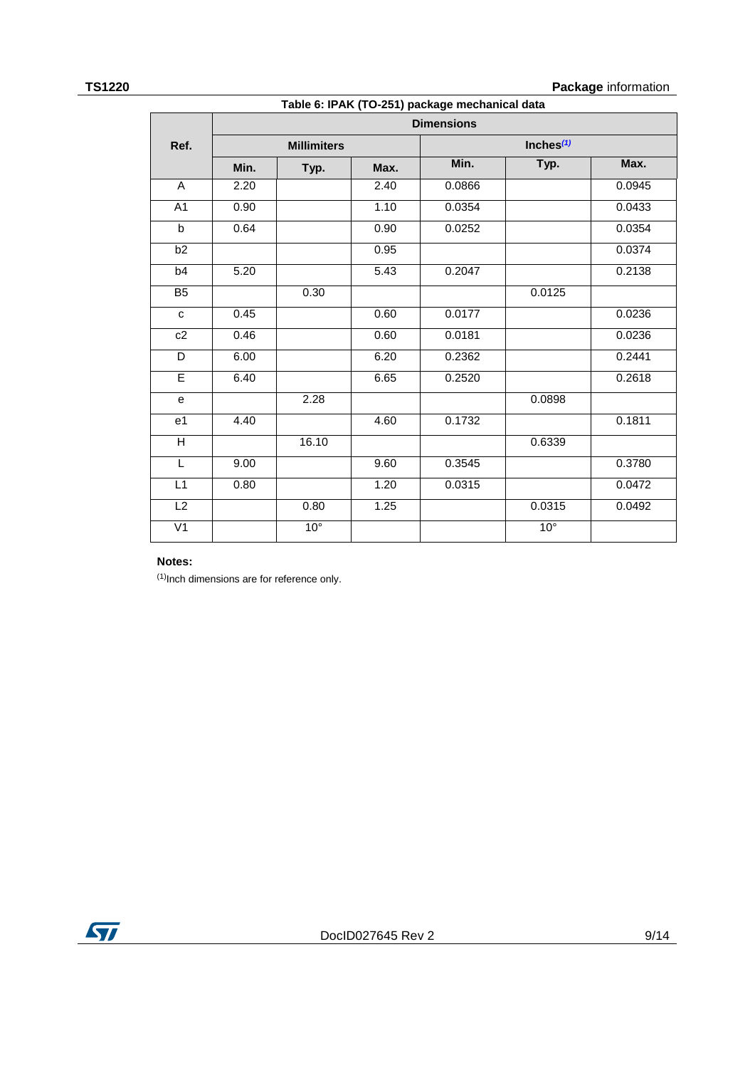Table 6: IPAK (TO-251) package mechanical data

| Ref. | Dimensions | | | | | |
|---|---|---|---|---|---|---|
| | Millimiters | | | Inches(1) | | |
| | Min. | Typ. | Max. | Min. | Typ. | Max. |
| A | 2.20 | | 2.40 | 0.0866 | | 0.0945 |
| A1 | 0.90 | | 1.10 | 0.0354 | | 0.0433 |
| b | 0.64 | | 0.90 | 0.0252 | | 0.0354 |
| b2 | | | 0.95 | | | 0.0374 |
| b4 | 5.20 | | 5.43 | 0.2047 | | 0.2138 |
| B5 | | 0.30 | | | 0.0125 | |
| c | 0.45 | | 0.60 | 0.0177 | | 0.0236 |
| c2 | 0.46 | | 0.60 | 0.0181 | | 0.0236 |
| D | 6.00 | | 6.20 | 0.2362 | | 0.2441 |
| E | 6.40 | | 6.65 | 0.2520 | | 0.2618 |
| e | | 2.28 | | | 0.0898 | |
| e1 | 4.40 | | 4.60 | 0.1732 | | 0.1811 |
| H | | 16.10 | | | 0.6339 | |
| L | 9.00 | | 9.60 | 0.3545 | | 0.3780 |
| L1 | 0.80 | | 1.20 | 0.0315 | | 0.0472 |
| L2 | | 0.80 | 1.25 | | 0.0315 | 0.0492 |
| V1 | | 10° | | | 10° | |

**Notes:**

(1)Inch dimensions are for reference only.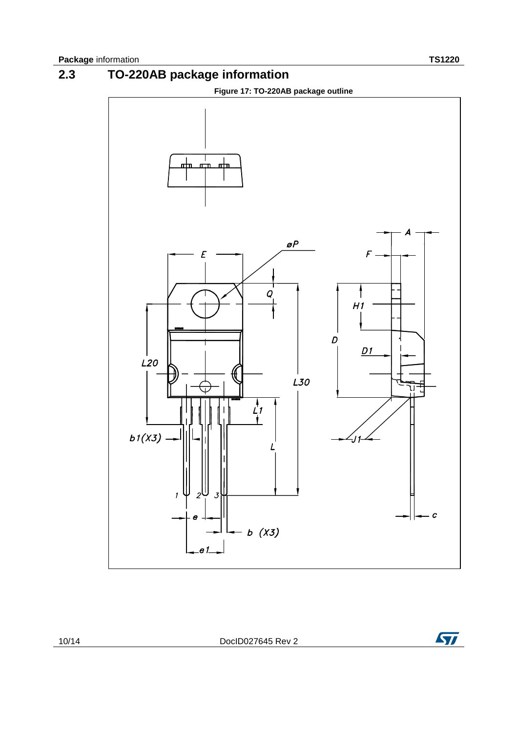## 2.3 TO-220AB package information

Figure 17: TO-220AB package outline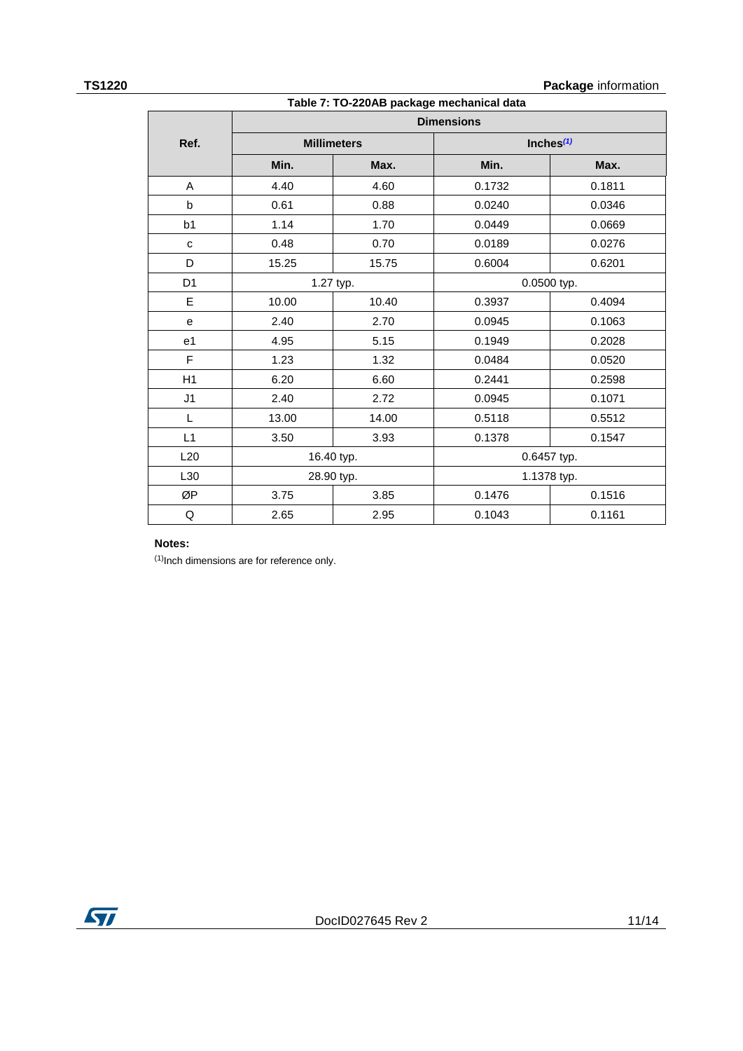Table 7: TO-220AB package mechanical data

| Ref. | Dimensions | | | |
|---|---|---|---|---|
| | Millimeters | | Inches[(1)] | |
| | Min. | Max. | Min. | Max. |
| A | 4.40 | 4.60 | 0.1732 | 0.1811 |
| b | 0.61 | 0.88 | 0.0240 | 0.0346 |
| b1 | 1.14 | 1.70 | 0.0449 | 0.0669 |
| c | 0.48 | 0.70 | 0.0189 | 0.0276 |
| D | 15.25 | 15.75 | 0.6004 | 0.6201 |
| D1 | 1.27 typ. | | 0.0500 typ. | |
| E | 10.00 | 10.40 | 0.3937 | 0.4094 |
| e | 2.40 | 2.70 | 0.0945 | 0.1063 |
| e1 | 4.95 | 5.15 | 0.1949 | 0.2028 |
| F | 1.23 | 1.32 | 0.0484 | 0.0520 |
| H1 | 6.20 | 6.60 | 0.2441 | 0.2598 |
| J1 | 2.40 | 2.72 | 0.0945 | 0.1071 |
| L | 13.00 | 14.00 | 0.5118 | 0.5512 |
| L1 | 3.50 | 3.93 | 0.1378 | 0.1547 |
| L20 | 16.40 typ. | | 0.6457 typ. | |
| L30 | 28.90 typ. | | 1.1378 typ. | |
| ØP | 3.75 | 3.85 | 0.1476 | 0.1516 |
| Q | 2.65 | 2.95 | 0.1043 | 0.1161 |

**Notes:**

[(1)]Inch dimensions are for reference only.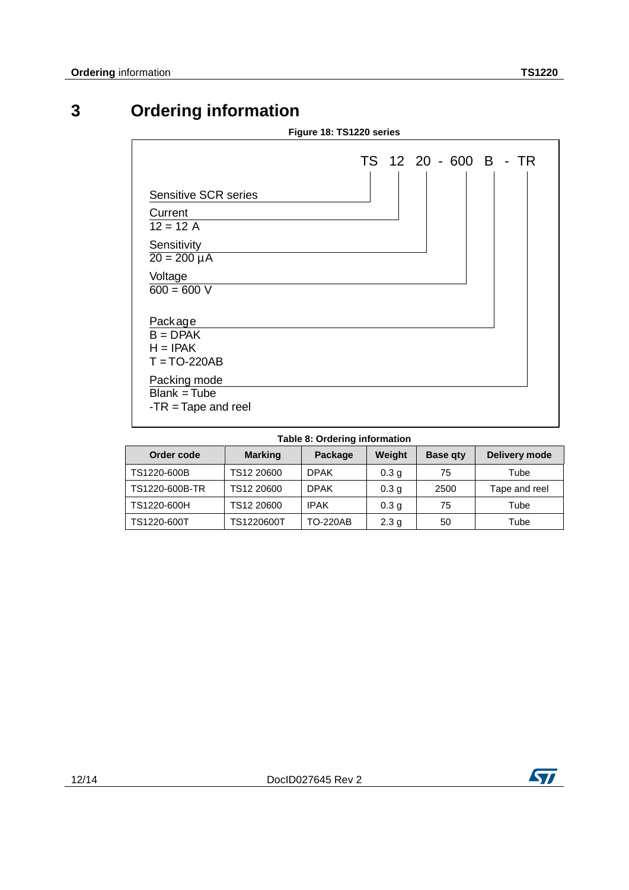# 3 Ordering information

**Figure 18: TS1220 series**

TS 12 20 - 600 B - TR

- Sensitive SCR series
- Current
  - 12 = 12 A
- Sensitivity
  - 20 = 200 µA
- Voltage
  - 600 = 600 V
- Package
  - B = DPAK
  - H = IPAK
  - T = TO-220AB
- Packing mode
  - Blank = Tube
  - -TR = Tape and reel

**Table 8: Ordering information**

| Order code | Marking | Package | Weight | Base qty | Delivery mode |
|---|---|---|---|---|---|
| TS1220-600B | TS12 20600 | DPAK | 0.3 g | 75 | Tube |
| TS1220-600B-TR | TS12 20600 | DPAK | 0.3 g | 2500 | Tape and reel |
| TS1220-600H | TS12 20600 | IPAK | 0.3 g | 75 | Tube |
| TS1220-600T | TS1220600T | TO-220AB | 2.3 g | 50 | Tube |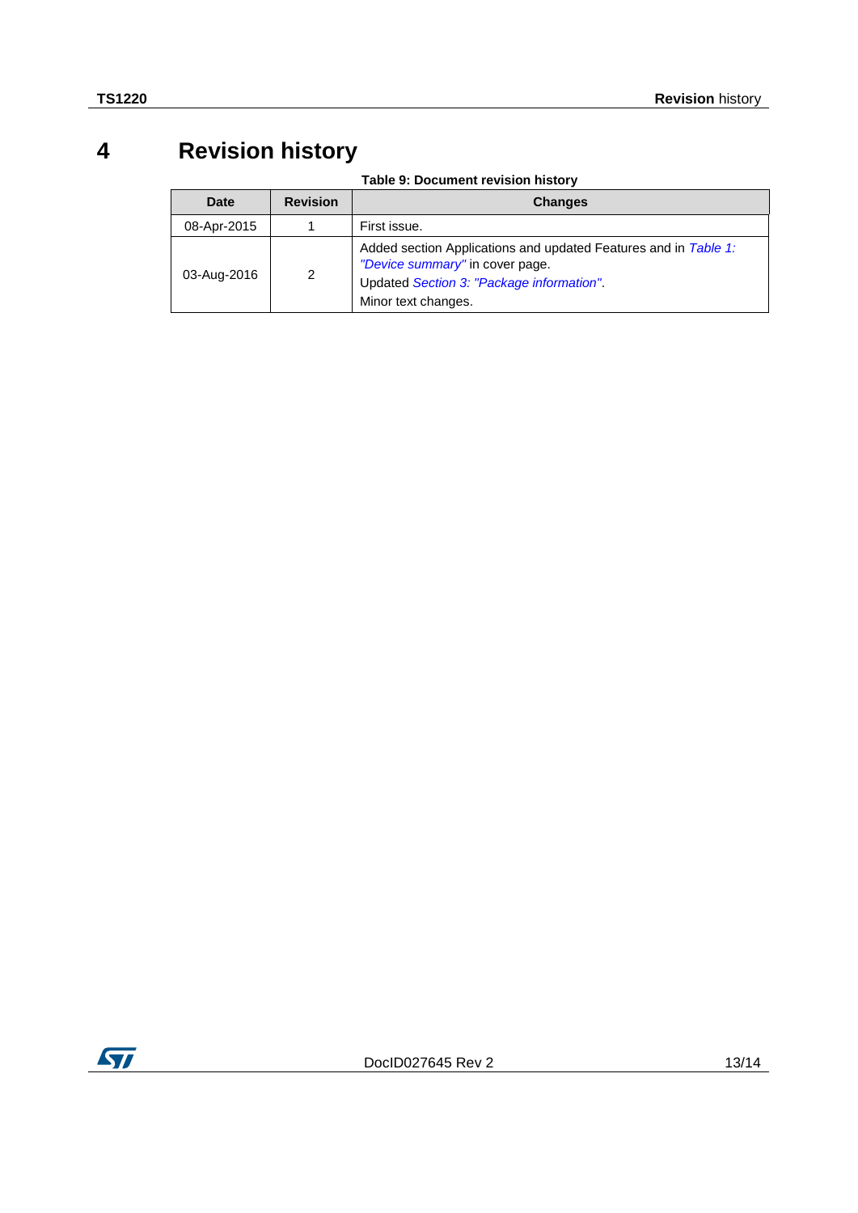# 4 Revision history

**Table 9: Document revision history**

| Date | Revision | Changes |
|---|---|---|
| 08-Apr-2015 | 1 | First issue. |
| 03-Aug-2016 | 2 | Added section Applications and updated Features and in *Table 1: "Device summary"* in cover page.<br>Updated *Section 3: "Package information"*.<br>Minor text changes. |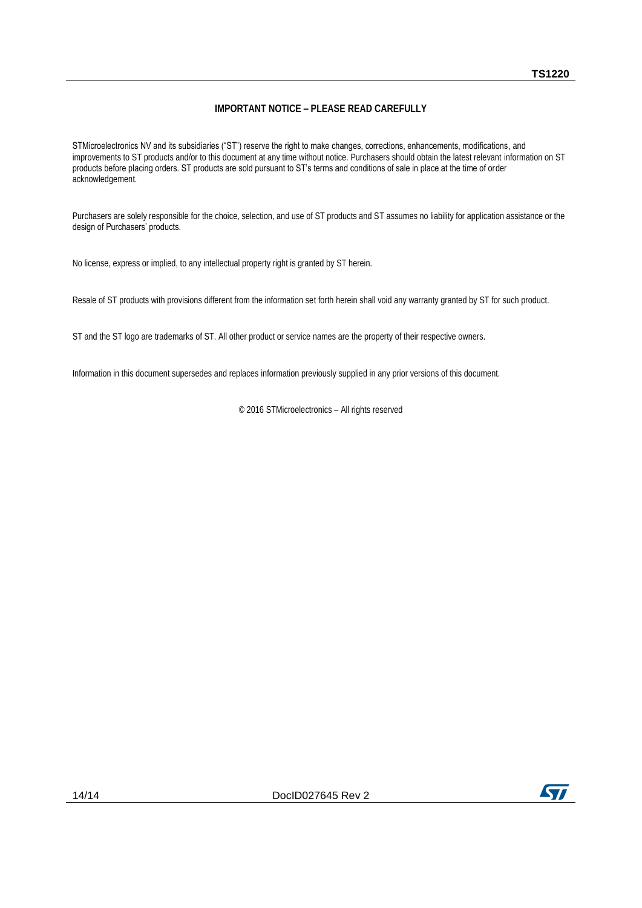**IMPORTANT NOTICE – PLEASE READ CAREFULLY**

STMicroelectronics NV and its subsidiaries ("ST") reserve the right to make changes, corrections, enhancements, modifications, and improvements to ST products and/or to this document at any time without notice. Purchasers should obtain the latest relevant information on ST products before placing orders. ST products are sold pursuant to ST's terms and conditions of sale in place at the time of order acknowledgement.

Purchasers are solely responsible for the choice, selection, and use of ST products and ST assumes no liability for application assistance or the design of Purchasers' products.

No license, express or implied, to any intellectual property right is granted by ST herein.

Resale of ST products with provisions different from the information set forth herein shall void any warranty granted by ST for such product.

ST and the ST logo are trademarks of ST. All other product or service names are the property of their respective owners.

Information in this document supersedes and replaces information previously supplied in any prior versions of this document.

© 2016 STMicroelectronics – All rights reserved